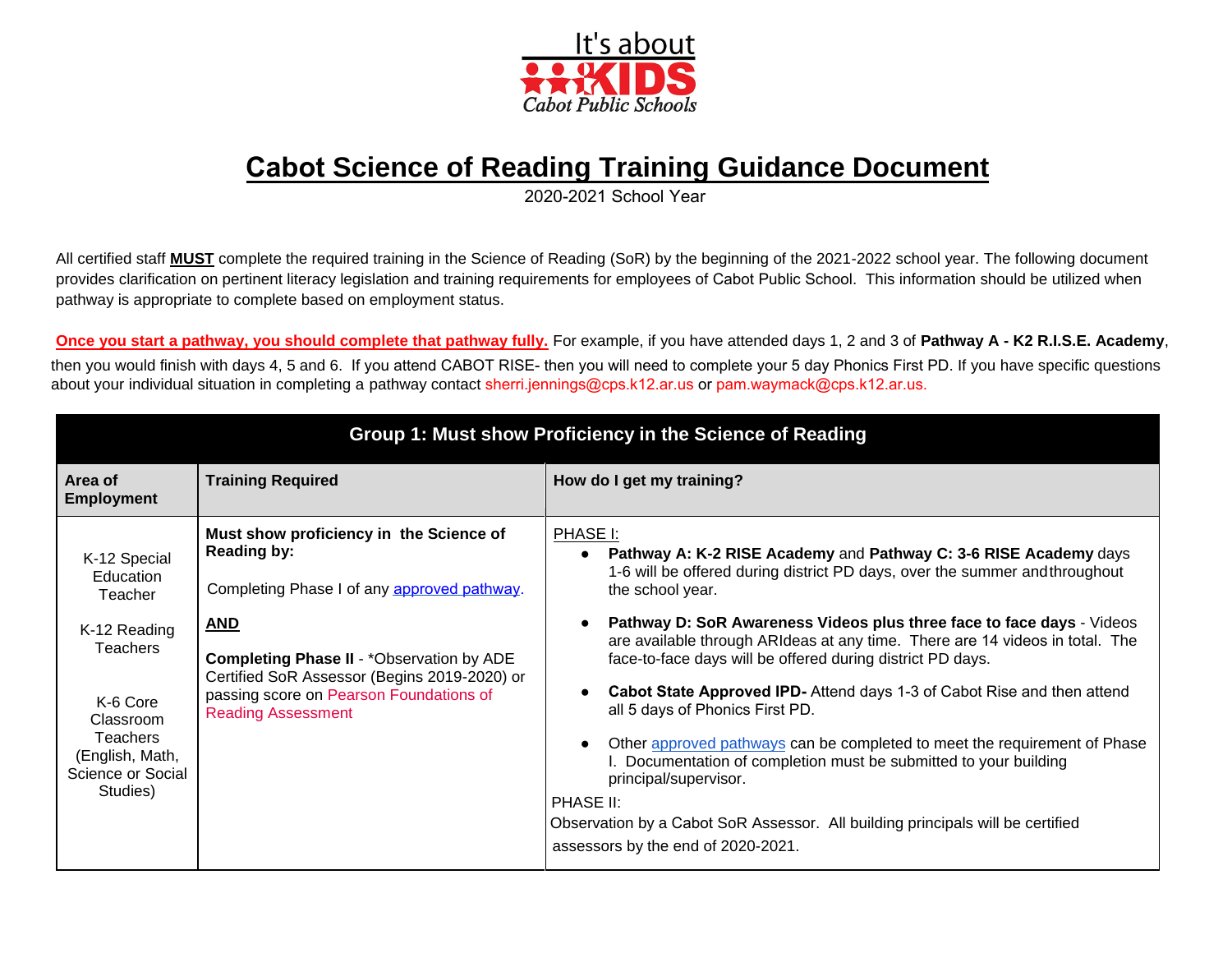It's about KIDS
*Cabot Public Schools*

# Cabot Science of Reading Training Guidance Document

2020-2021 School Year

All certified staff **MUST** complete the required training in the Science of Reading (SoR) by the beginning of the 2021-2022 school year. The following document provides clarification on pertinent literacy legislation and training requirements for employees of Cabot Public School. This information should be utilized when pathway is appropriate to complete based on employment status.

**Once you start a pathway, you should complete that pathway fully.** For example, if you have attended days 1, 2 and 3 of **Pathway A - K2 R.I.S.E. Academy**, then you would finish with days 4, 5 and 6. If you attend CABOT RISE- then you will need to complete your 5 day Phonics First PD. If you have specific questions about your individual situation in completing a pathway contact sherri.jennings@cps.k12.ar.us or pam.waymack@cps.k12.ar.us.

| Group 1: Must show Proficiency in the Science of Reading | | |
|---|---|---|
| **Area of Employment** | **Training Required** | **How do I get my training?** |
| K-12 Special Education Teacher<br><br>K-12 Reading Teachers<br><br>K-6 Core Classroom Teachers (English, Math, Science or Social Studies) | **Must show proficiency in the Science of Reading by:**<br><br>Completing Phase I of any approved pathway.<br><br>**AND**<br><br>**Completing Phase II** - *Observation by ADE Certified SoR Assessor (Begins 2019-2020) or passing score on Pearson Foundations of Reading Assessment | PHASE I:<br>• **Pathway A: K-2 RISE Academy** and **Pathway C: 3-6 RISE Academy** days 1-6 will be offered during district PD days, over the summer and throughout the school year.<br>• **Pathway D: SoR Awareness Videos plus three face to face days** - Videos are available through ARIdeas at any time. There are 14 videos in total. The face-to-face days will be offered during district PD days.<br>• **Cabot State Approved IPD-** Attend days 1-3 of Cabot Rise and then attend all 5 days of Phonics First PD.<br>• Other approved pathways can be completed to meet the requirement of Phase I. Documentation of completion must be submitted to your building principal/supervisor.<br><br>PHASE II:<br>Observation by a Cabot SoR Assessor. All building principals will be certified assessors by the end of 2020-2021. |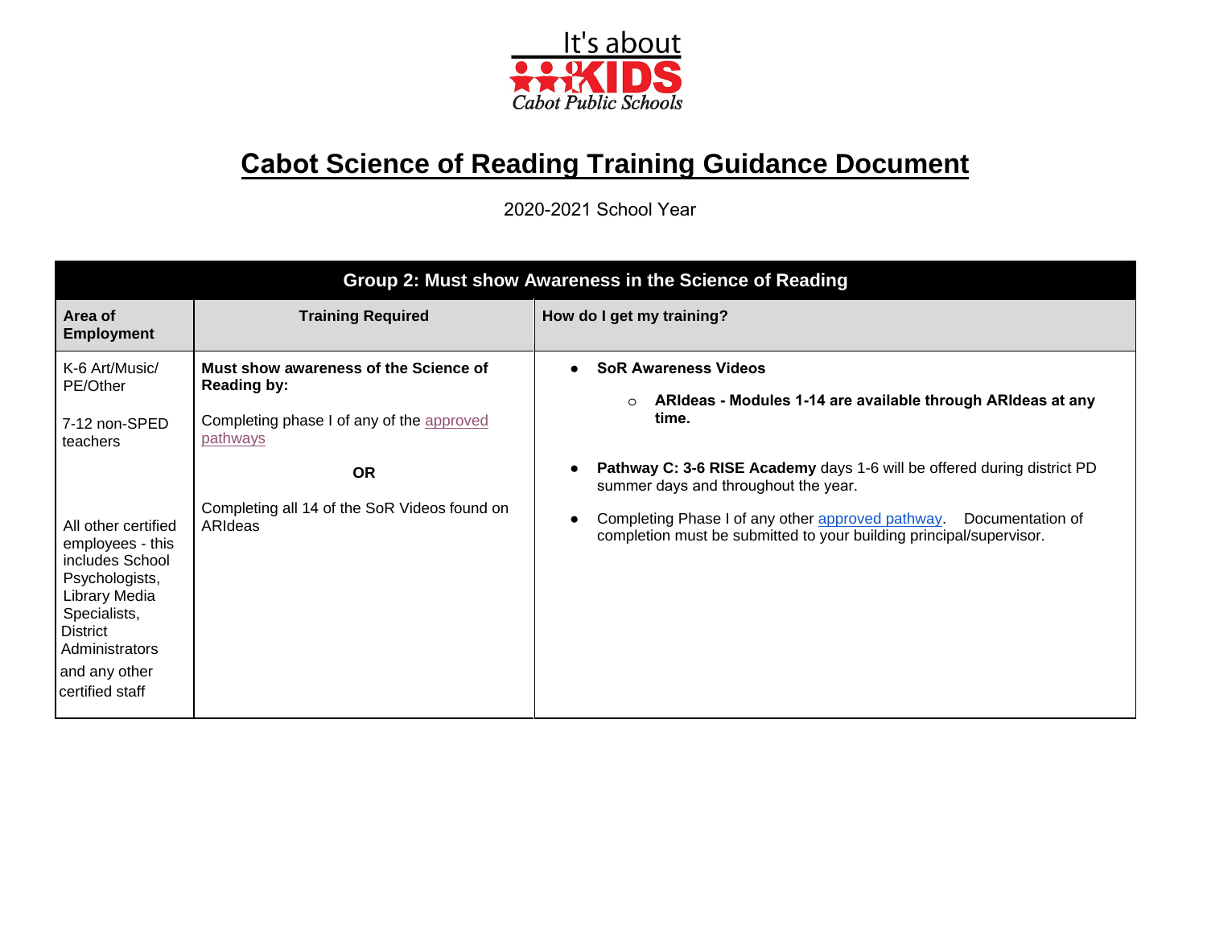It's about KIDS
Cabot Public Schools

# Cabot Science of Reading Training Guidance Document

2020-2021 School Year

| Group 2: Must show Awareness in the Science of Reading | | |
|---|---|---|
| **Area of Employment** | **Training Required** | **How do I get my training?** |
| K-6 Art/Music/ PE/Other<br><br>7-12 non-SPED teachers<br><br>All other certified employees - this includes School Psychologists, Library Media Specialists, District Administrators and any other certified staff | **Must show awareness of the Science of Reading by:**<br><br>Completing phase I of any of the approved pathways<br><br>**OR**<br><br>Completing all 14 of the SoR Videos found on ARIdeas | • **SoR Awareness Videos**<br>&nbsp;&nbsp;&nbsp;&nbsp;○ **ARIdeas - Modules 1-14 are available through ARIdeas at any time.**<br><br>• **Pathway C: 3-6 RISE Academy** days 1-6 will be offered during district PD summer days and throughout the year.<br><br>• Completing Phase I of any other approved pathway. Documentation of completion must be submitted to your building principal/supervisor. |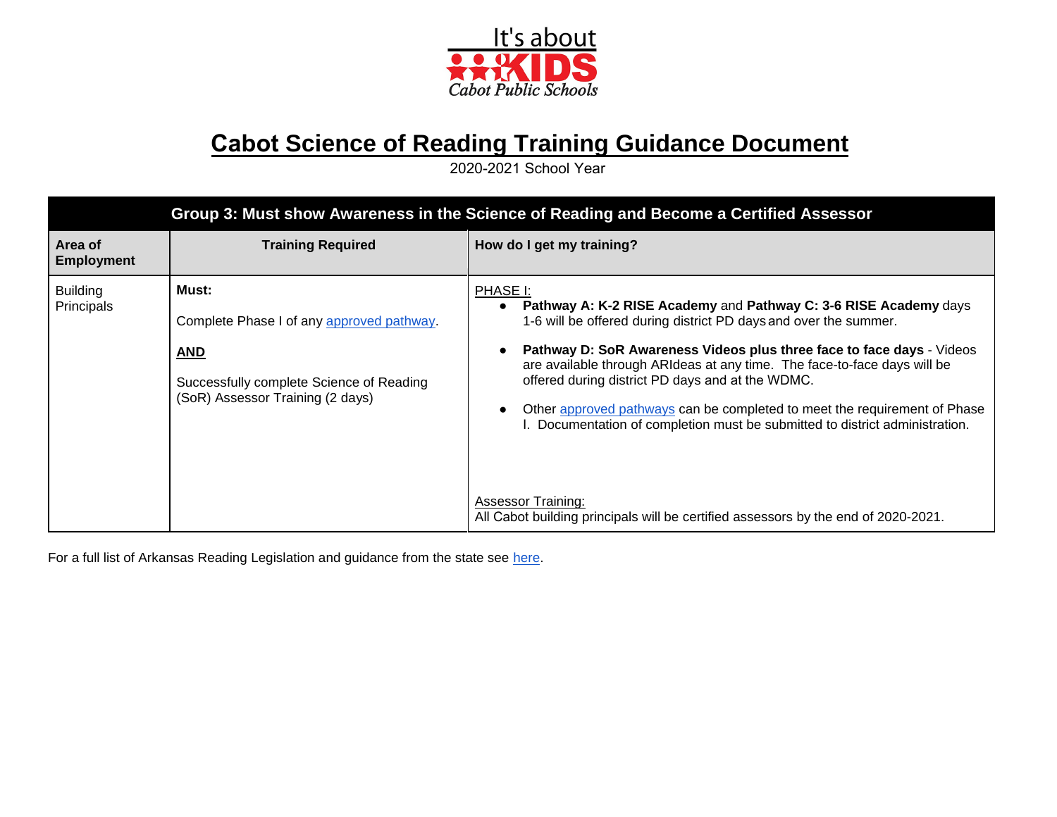# Cabot Science of Reading Training Guidance Document

2020-2021 School Year

| Group 3: Must show Awareness in the Science of Reading and Become a Certified Assessor | | |
|---|---|---|
| **Area of Employment** | **Training Required** | **How do I get my training?** |
| Building Principals | **Must:**<br><br>Complete Phase I of any approved pathway.<br><br>**AND**<br><br>Successfully complete Science of Reading (SoR) Assessor Training (2 days) | PHASE I:<br>• **Pathway A: K-2 RISE Academy** and **Pathway C: 3-6 RISE Academy** days 1-6 will be offered during district PD days and over the summer.<br>• **Pathway D: SoR Awareness Videos plus three face to face days** - Videos are available through ARIdeas at any time. The face-to-face days will be offered during district PD days and at the WDMC.<br>• Other approved pathways can be completed to meet the requirement of Phase I. Documentation of completion must be submitted to district administration.<br><br>Assessor Training:<br>All Cabot building principals will be certified assessors by the end of 2020-2021. |

For a full list of Arkansas Reading Legislation and guidance from the state see here.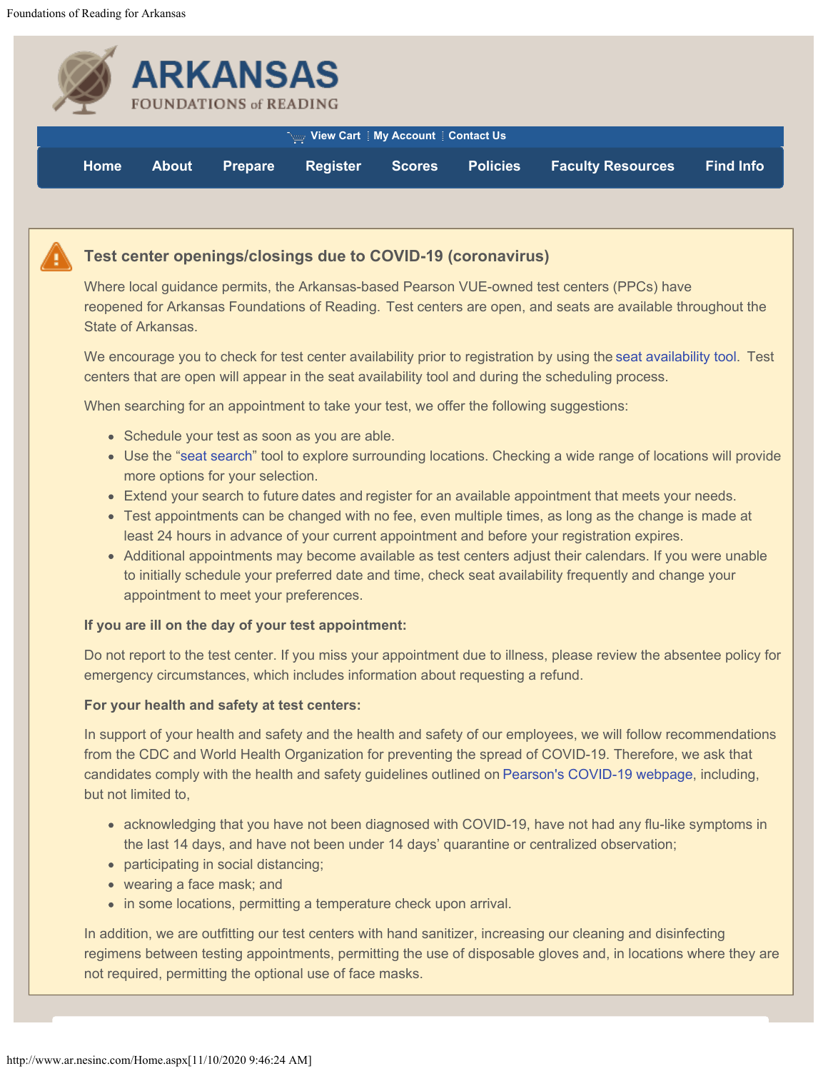# ARKANSAS
FOUNDATIONS of READING

View Cart | My Account | Contact Us

Home | About | Prepare | Register | Scores | Policies | Faculty Resources | Find Info

## Test center openings/closings due to COVID-19 (coronavirus)

Where local guidance permits, the Arkansas-based Pearson VUE-owned test centers (PPCs) have reopened for Arkansas Foundations of Reading. Test centers are open, and seats are available throughout the State of Arkansas.

We encourage you to check for test center availability prior to registration by using the seat availability tool. Test centers that are open will appear in the seat availability tool and during the scheduling process.

When searching for an appointment to take your test, we offer the following suggestions:

- Schedule your test as soon as you are able.
- Use the "seat search" tool to explore surrounding locations. Checking a wide range of locations will provide more options for your selection.
- Extend your search to future dates and register for an available appointment that meets your needs.
- Test appointments can be changed with no fee, even multiple times, as long as the change is made at least 24 hours in advance of your current appointment and before your registration expires.
- Additional appointments may become available as test centers adjust their calendars. If you were unable to initially schedule your preferred date and time, check seat availability frequently and change your appointment to meet your preferences.

**If you are ill on the day of your test appointment:**

Do not report to the test center. If you miss your appointment due to illness, please review the absentee policy for emergency circumstances, which includes information about requesting a refund.

**For your health and safety at test centers:**

In support of your health and safety and the health and safety of our employees, we will follow recommendations from the CDC and World Health Organization for preventing the spread of COVID-19. Therefore, we ask that candidates comply with the health and safety guidelines outlined on Pearson's COVID-19 webpage, including, but not limited to,

- acknowledging that you have not been diagnosed with COVID-19, have not had any flu-like symptoms in the last 14 days, and have not been under 14 days' quarantine or centralized observation;
- participating in social distancing;
- wearing a face mask; and
- in some locations, permitting a temperature check upon arrival.

In addition, we are outfitting our test centers with hand sanitizer, increasing our cleaning and disinfecting regimens between testing appointments, permitting the use of disposable gloves and, in locations where they are not required, permitting the optional use of face masks.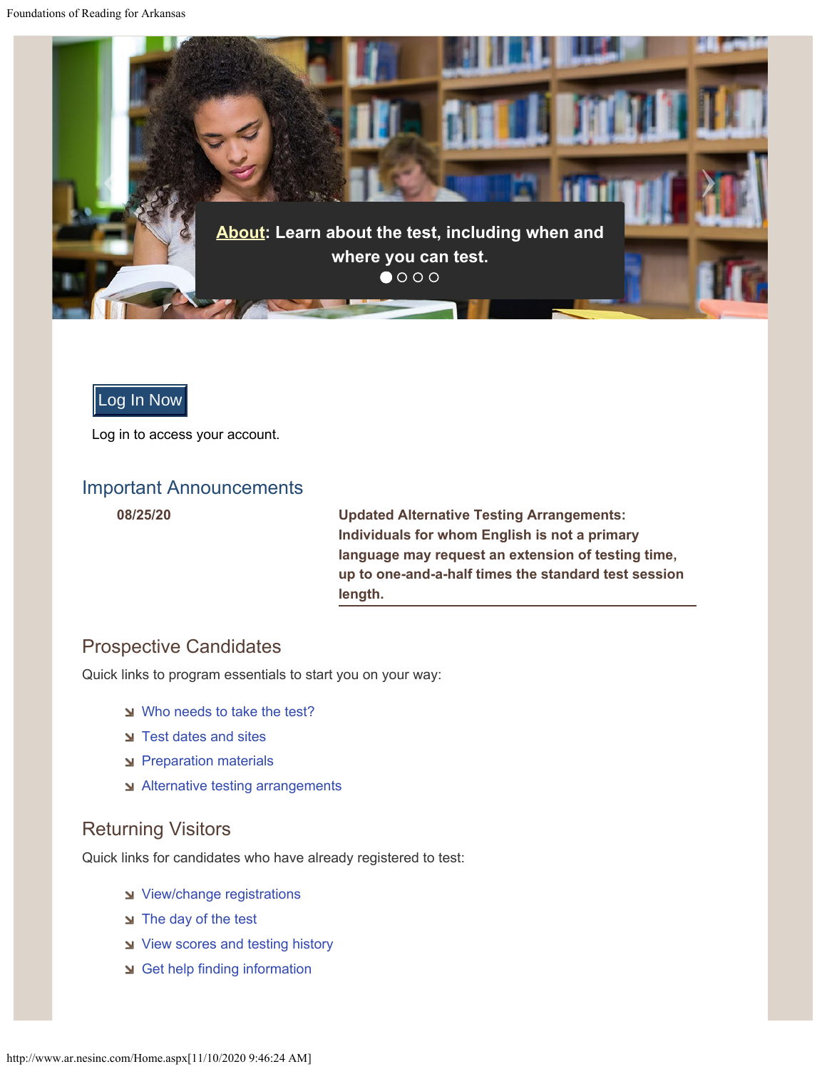**About**: Learn about the test, including when and where you can test.

Log In Now

Log in to access your account.

## Important Announcements

**08/25/20**

**Updated Alternative Testing Arrangements: Individuals for whom English is not a primary language may request an extension of testing time, up to one-and-a-half times the standard test session length.**

## Prospective Candidates

Quick links to program essentials to start you on your way:

- Who needs to take the test?
- Test dates and sites
- Preparation materials
- Alternative testing arrangements

## Returning Visitors

Quick links for candidates who have already registered to test:

- View/change registrations
- The day of the test
- View scores and testing history
- Get help finding information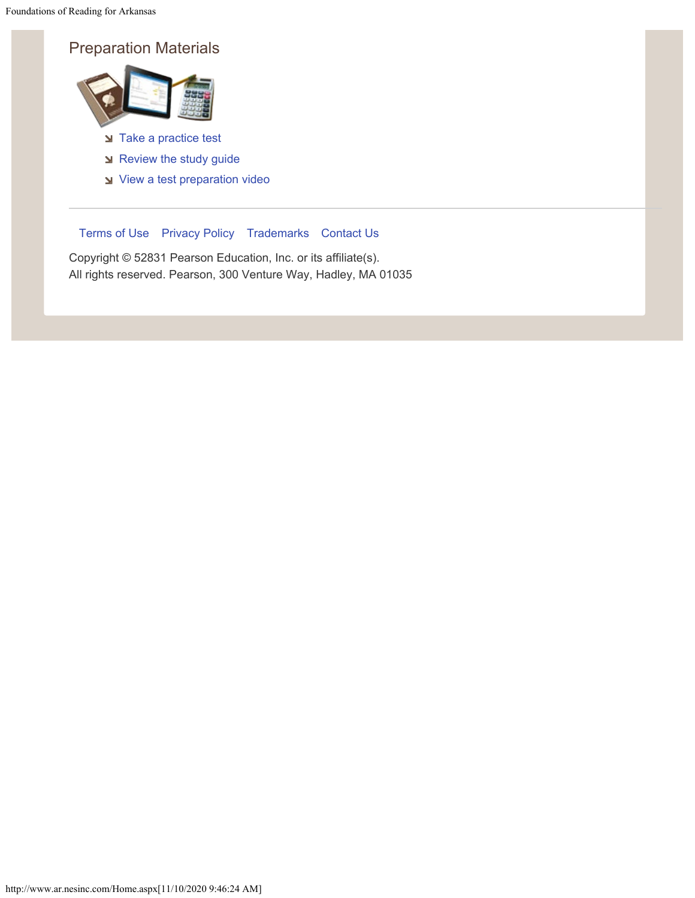## Preparation Materials

- Take a practice test
- Review the study guide
- View a test preparation video

---

Terms of Use Privacy Policy Trademarks Contact Us

Copyright © 52831 Pearson Education, Inc. or its affiliate(s).
All rights reserved. Pearson, 300 Venture Way, Hadley, MA 01035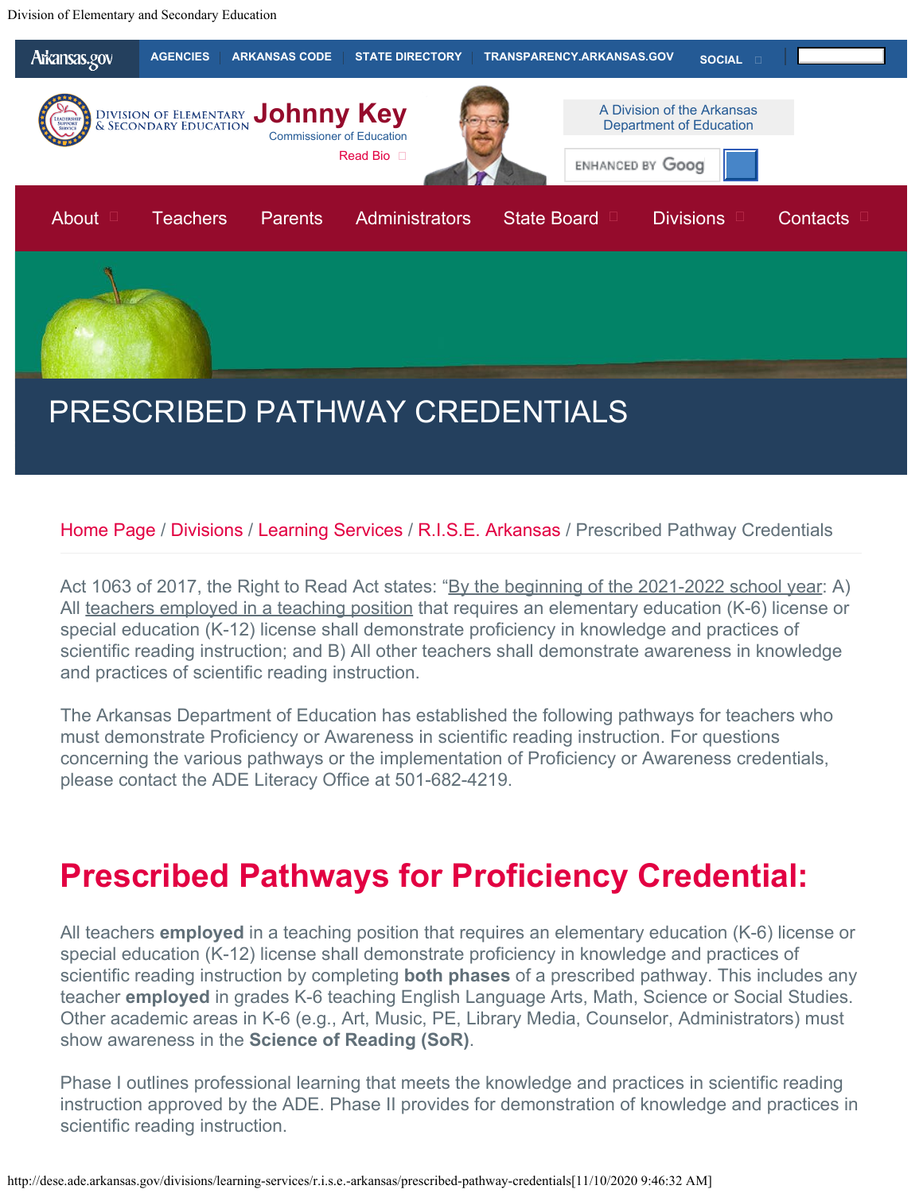Arkansas.gov | AGENCIES | ARKANSAS CODE | STATE DIRECTORY | TRANSPARENCY.ARKANSAS.GOV | SOCIAL

DIVISION OF ELEMENTARY & SECONDARY EDUCATION

**Johnny Key**
Commissioner of Education
Read Bio

A Division of the Arkansas Department of Education

About | Teachers | Parents | Administrators | State Board | Divisions | Contacts

# PRESCRIBED PATHWAY CREDENTIALS

Home Page / Divisions / Learning Services / R.I.S.E. Arkansas / Prescribed Pathway Credentials

Act 1063 of 2017, the Right to Read Act states: "By the beginning of the 2021-2022 school year: A) All teachers employed in a teaching position that requires an elementary education (K-6) license or special education (K-12) license shall demonstrate proficiency in knowledge and practices of scientific reading instruction; and B) All other teachers shall demonstrate awareness in knowledge and practices of scientific reading instruction.

The Arkansas Department of Education has established the following pathways for teachers who must demonstrate Proficiency or Awareness in scientific reading instruction. For questions concerning the various pathways or the implementation of Proficiency or Awareness credentials, please contact the ADE Literacy Office at 501-682-4219.

## Prescribed Pathways for Proficiency Credential:

All teachers **employed** in a teaching position that requires an elementary education (K-6) license or special education (K-12) license shall demonstrate proficiency in knowledge and practices of scientific reading instruction by completing **both phases** of a prescribed pathway. This includes any teacher **employed** in grades K-6 teaching English Language Arts, Math, Science or Social Studies. Other academic areas in K-6 (e.g., Art, Music, PE, Library Media, Counselor, Administrators) must show awareness in the **Science of Reading (SoR)**.

Phase I outlines professional learning that meets the knowledge and practices in scientific reading instruction approved by the ADE. Phase II provides for demonstration of knowledge and practices in scientific reading instruction.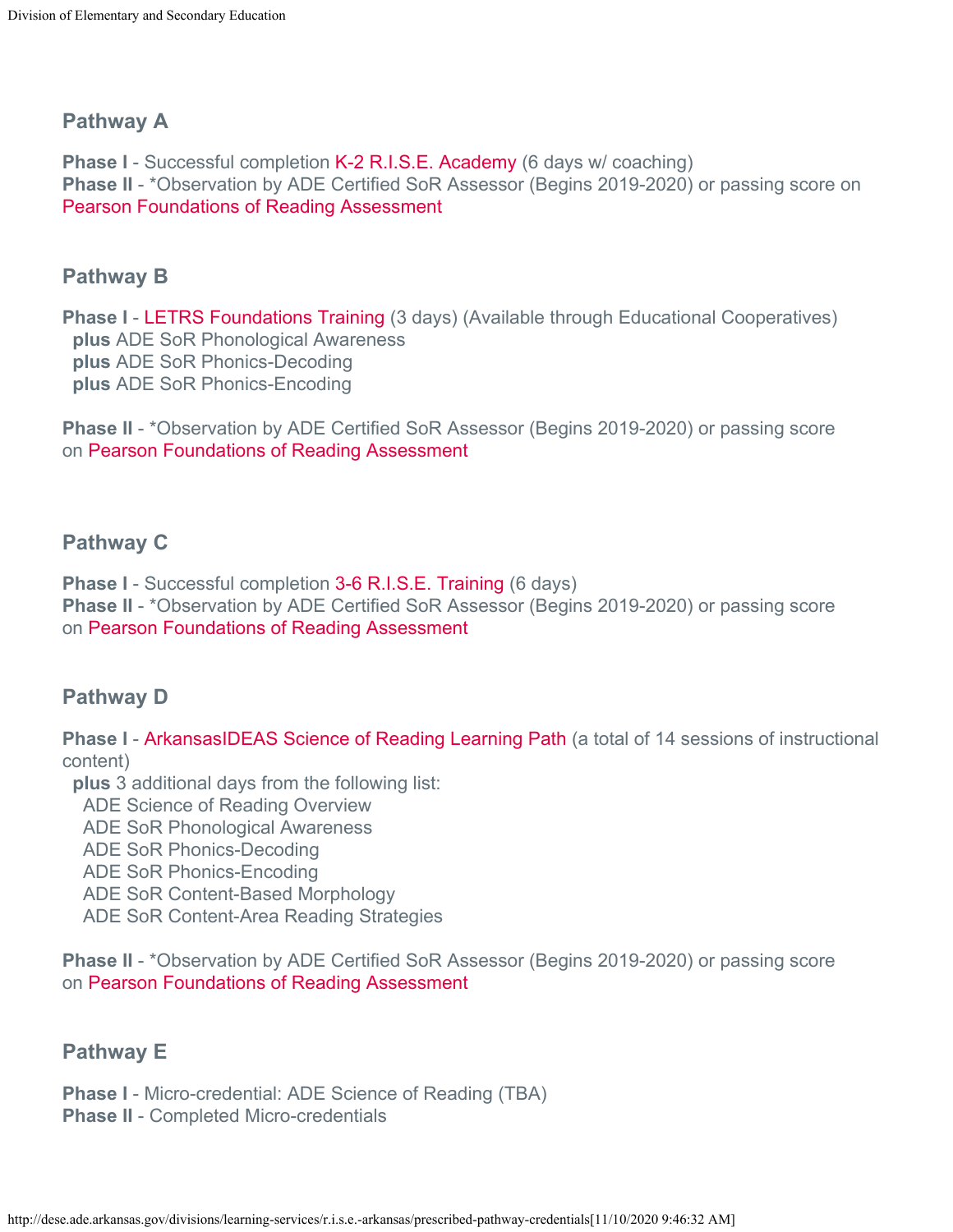## Pathway A

**Phase I** - Successful completion K-2 R.I.S.E. Academy (6 days w/ coaching)
**Phase II** - *Observation by ADE Certified SoR Assessor (Begins 2019-2020) or passing score on Pearson Foundations of Reading Assessment

## Pathway B

**Phase I** - LETRS Foundations Training (3 days) (Available through Educational Cooperatives)
**plus** ADE SoR Phonological Awareness
**plus** ADE SoR Phonics-Decoding
**plus** ADE SoR Phonics-Encoding

**Phase II** - *Observation by ADE Certified SoR Assessor (Begins 2019-2020) or passing score on Pearson Foundations of Reading Assessment

## Pathway C

**Phase I** - Successful completion 3-6 R.I.S.E. Training (6 days)
**Phase II** - *Observation by ADE Certified SoR Assessor (Begins 2019-2020) or passing score on Pearson Foundations of Reading Assessment

## Pathway D

**Phase I** - ArkansasIDEAS Science of Reading Learning Path (a total of 14 sessions of instructional content)
**plus** 3 additional days from the following list:
- ADE Science of Reading Overview
- ADE SoR Phonological Awareness
- ADE SoR Phonics-Decoding
- ADE SoR Phonics-Encoding
- ADE SoR Content-Based Morphology
- ADE SoR Content-Area Reading Strategies

**Phase II** - *Observation by ADE Certified SoR Assessor (Begins 2019-2020) or passing score on Pearson Foundations of Reading Assessment

## Pathway E

**Phase I** - Micro-credential: ADE Science of Reading (TBA)
**Phase II** - Completed Micro-credentials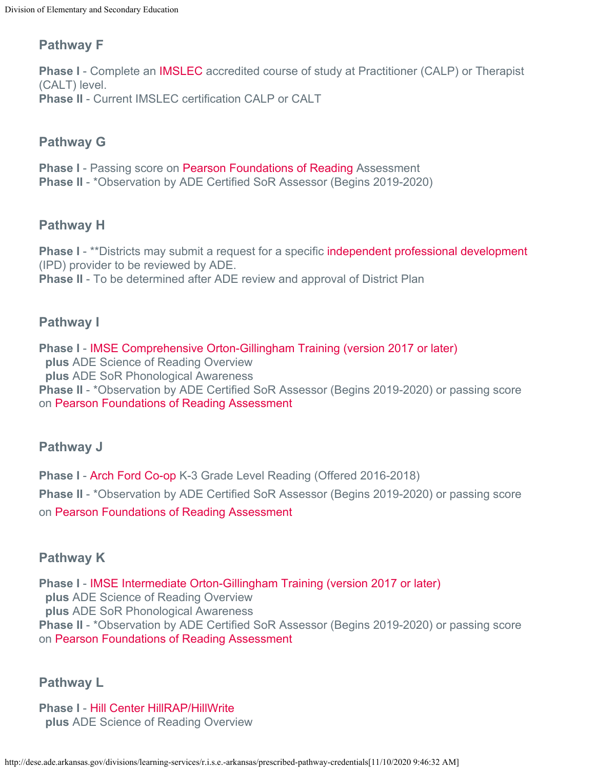### Pathway F

**Phase I** - Complete an IMSLEC accredited course of study at Practitioner (CALP) or Therapist (CALT) level.
**Phase II** - Current IMSLEC certification CALP or CALT

### Pathway G

**Phase I** - Passing score on Pearson Foundations of Reading Assessment
**Phase II** - *Observation by ADE Certified SoR Assessor (Begins 2019-2020)

### Pathway H

**Phase I** - **Districts may submit a request for a specific independent professional development (IPD) provider to be reviewed by ADE.
**Phase II** - To be determined after ADE review and approval of District Plan

### Pathway I

**Phase I** - IMSE Comprehensive Orton-Gillingham Training (version 2017 or later)
**plus** ADE Science of Reading Overview
**plus** ADE SoR Phonological Awareness
**Phase II** - *Observation by ADE Certified SoR Assessor (Begins 2019-2020) or passing score on Pearson Foundations of Reading Assessment

### Pathway J

**Phase I** - Arch Ford Co-op K-3 Grade Level Reading (Offered 2016-2018)

**Phase II** - *Observation by ADE Certified SoR Assessor (Begins 2019-2020) or passing score on Pearson Foundations of Reading Assessment

### Pathway K

**Phase I** - IMSE Intermediate Orton-Gillingham Training (version 2017 or later)
**plus** ADE Science of Reading Overview
**plus** ADE SoR Phonological Awareness
**Phase II** - *Observation by ADE Certified SoR Assessor (Begins 2019-2020) or passing score on Pearson Foundations of Reading Assessment

### Pathway L

**Phase I** - Hill Center HillRAP/HillWrite
**plus** ADE Science of Reading Overview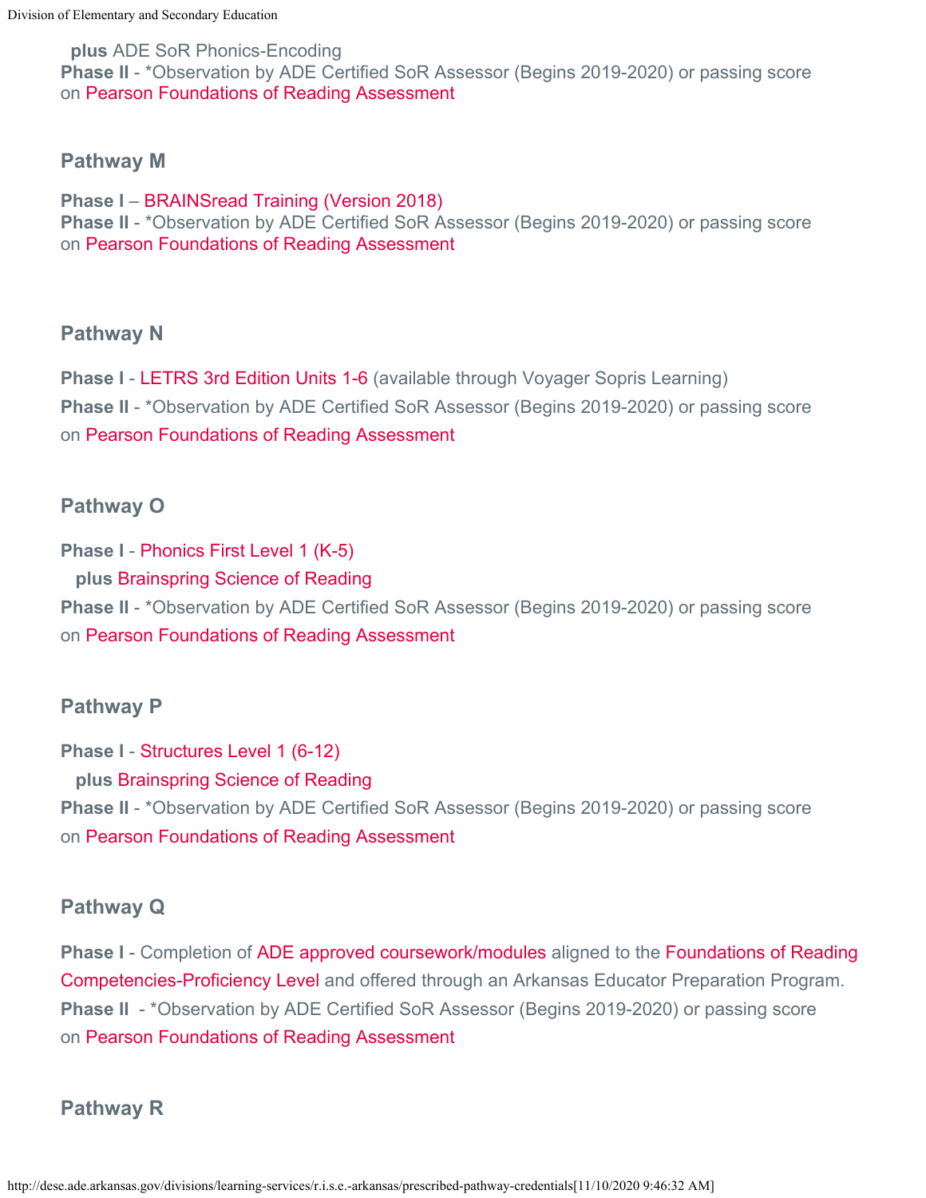**plus** ADE SoR Phonics-Encoding
**Phase II** - *Observation by ADE Certified SoR Assessor (Begins 2019-2020) or passing score on Pearson Foundations of Reading Assessment

### Pathway M

**Phase I** – BRAINSread Training (Version 2018)
**Phase II** - *Observation by ADE Certified SoR Assessor (Begins 2019-2020) or passing score on Pearson Foundations of Reading Assessment

### Pathway N

**Phase I** - LETRS 3rd Edition Units 1-6 (available through Voyager Sopris Learning)
**Phase II** - *Observation by ADE Certified SoR Assessor (Begins 2019-2020) or passing score on Pearson Foundations of Reading Assessment

### Pathway O

**Phase I** - Phonics First Level 1 (K-5)
**plus** Brainspring Science of Reading
**Phase II** - *Observation by ADE Certified SoR Assessor (Begins 2019-2020) or passing score on Pearson Foundations of Reading Assessment

### Pathway P

**Phase I** - Structures Level 1 (6-12)
**plus** Brainspring Science of Reading
**Phase II** - *Observation by ADE Certified SoR Assessor (Begins 2019-2020) or passing score on Pearson Foundations of Reading Assessment

### Pathway Q

**Phase I** - Completion of ADE approved coursework/modules aligned to the Foundations of Reading Competencies-Proficiency Level and offered through an Arkansas Educator Preparation Program.
**Phase II** - *Observation by ADE Certified SoR Assessor (Begins 2019-2020) or passing score on Pearson Foundations of Reading Assessment

### Pathway R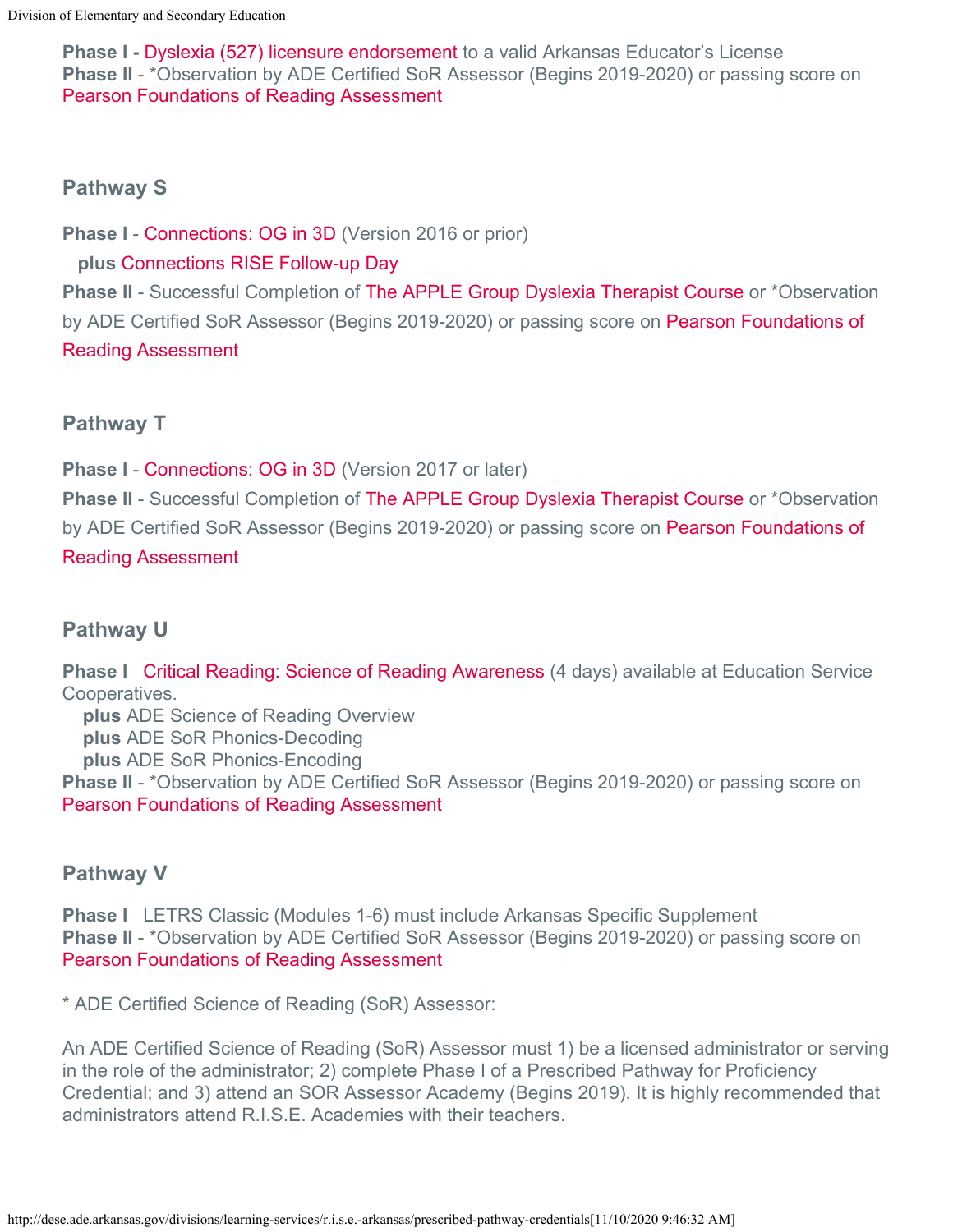**Phase I -** Dyslexia (527) licensure endorsement to a valid Arkansas Educator's License
**Phase II** - *Observation by ADE Certified SoR Assessor (Begins 2019-2020) or passing score on Pearson Foundations of Reading Assessment

### Pathway S

**Phase I** - Connections: OG in 3D (Version 2016 or prior)
**plus** Connections RISE Follow-up Day
**Phase II** - Successful Completion of The APPLE Group Dyslexia Therapist Course or *Observation by ADE Certified SoR Assessor (Begins 2019-2020) or passing score on Pearson Foundations of Reading Assessment

### Pathway T

**Phase I** - Connections: OG in 3D (Version 2017 or later)
**Phase II** - Successful Completion of The APPLE Group Dyslexia Therapist Course or *Observation by ADE Certified SoR Assessor (Begins 2019-2020) or passing score on Pearson Foundations of Reading Assessment

### Pathway U

**Phase I** Critical Reading: Science of Reading Awareness (4 days) available at Education Service Cooperatives.
**plus** ADE Science of Reading Overview
**plus** ADE SoR Phonics-Decoding
**plus** ADE SoR Phonics-Encoding
**Phase II** - *Observation by ADE Certified SoR Assessor (Begins 2019-2020) or passing score on Pearson Foundations of Reading Assessment

### Pathway V

**Phase I** LETRS Classic (Modules 1-6) must include Arkansas Specific Supplement
**Phase II** - *Observation by ADE Certified SoR Assessor (Begins 2019-2020) or passing score on Pearson Foundations of Reading Assessment

* ADE Certified Science of Reading (SoR) Assessor:

An ADE Certified Science of Reading (SoR) Assessor must 1) be a licensed administrator or serving in the role of the administrator; 2) complete Phase I of a Prescribed Pathway for Proficiency Credential; and 3) attend an SOR Assessor Academy (Begins 2019). It is highly recommended that administrators attend R.I.S.E. Academies with their teachers.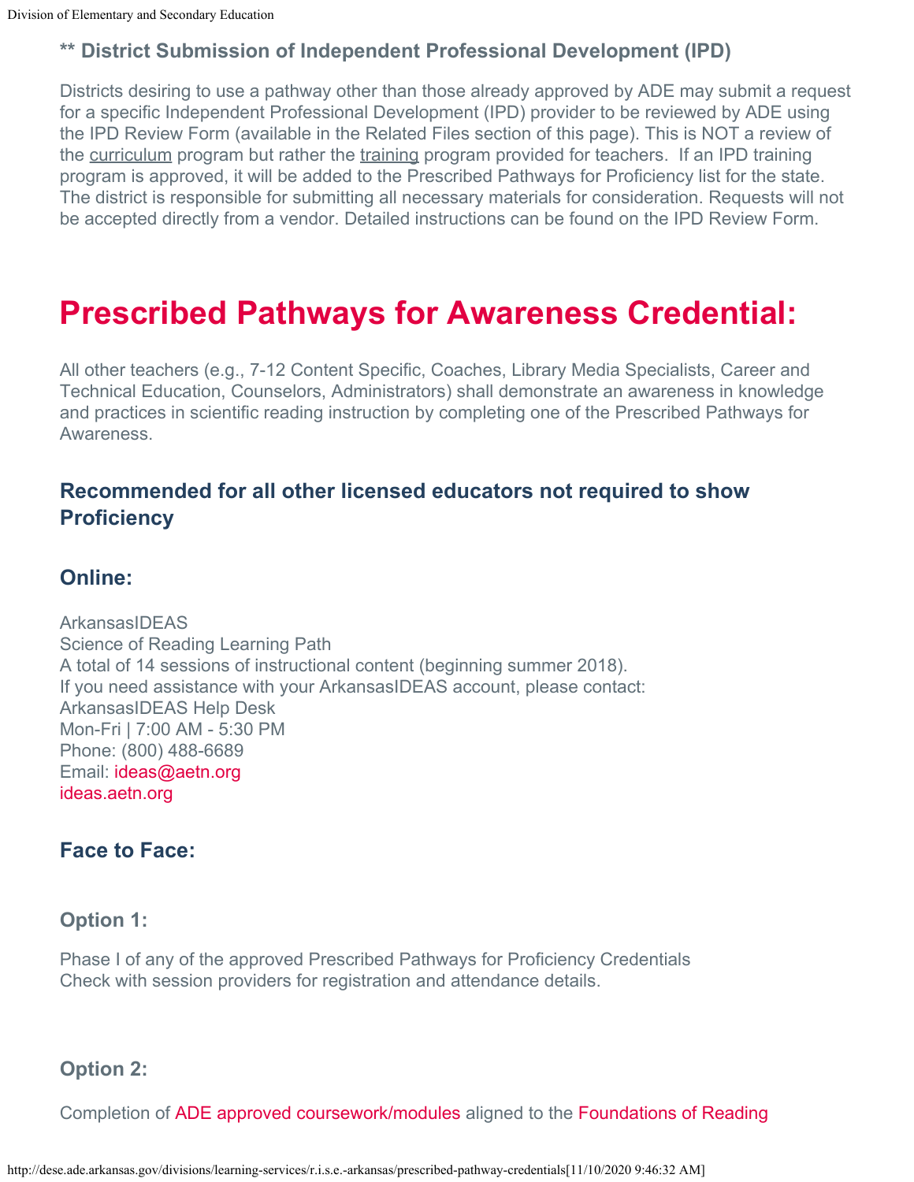**** District Submission of Independent Professional Development (IPD)**

Districts desiring to use a pathway other than those already approved by ADE may submit a request for a specific Independent Professional Development (IPD) provider to be reviewed by ADE using the IPD Review Form (available in the Related Files section of this page). This is NOT a review of the curriculum program but rather the training program provided for teachers. If an IPD training program is approved, it will be added to the Prescribed Pathways for Proficiency list for the state. The district is responsible for submitting all necessary materials for consideration. Requests will not be accepted directly from a vendor. Detailed instructions can be found on the IPD Review Form.

# Prescribed Pathways for Awareness Credential:

All other teachers (e.g., 7-12 Content Specific, Coaches, Library Media Specialists, Career and Technical Education, Counselors, Administrators) shall demonstrate an awareness in knowledge and practices in scientific reading instruction by completing one of the Prescribed Pathways for Awareness.

### Recommended for all other licensed educators not required to show Proficiency

### Online:

ArkansasIDEAS
Science of Reading Learning Path
A total of 14 sessions of instructional content (beginning summer 2018).
If you need assistance with your ArkansasIDEAS account, please contact:
ArkansasIDEAS Help Desk
Mon-Fri | 7:00 AM - 5:30 PM
Phone: (800) 488-6689
Email: ideas@aetn.org
ideas.aetn.org

### Face to Face:

#### Option 1:

Phase I of any of the approved Prescribed Pathways for Proficiency Credentials
Check with session providers for registration and attendance details.

#### Option 2:

Completion of ADE approved coursework/modules aligned to the Foundations of Reading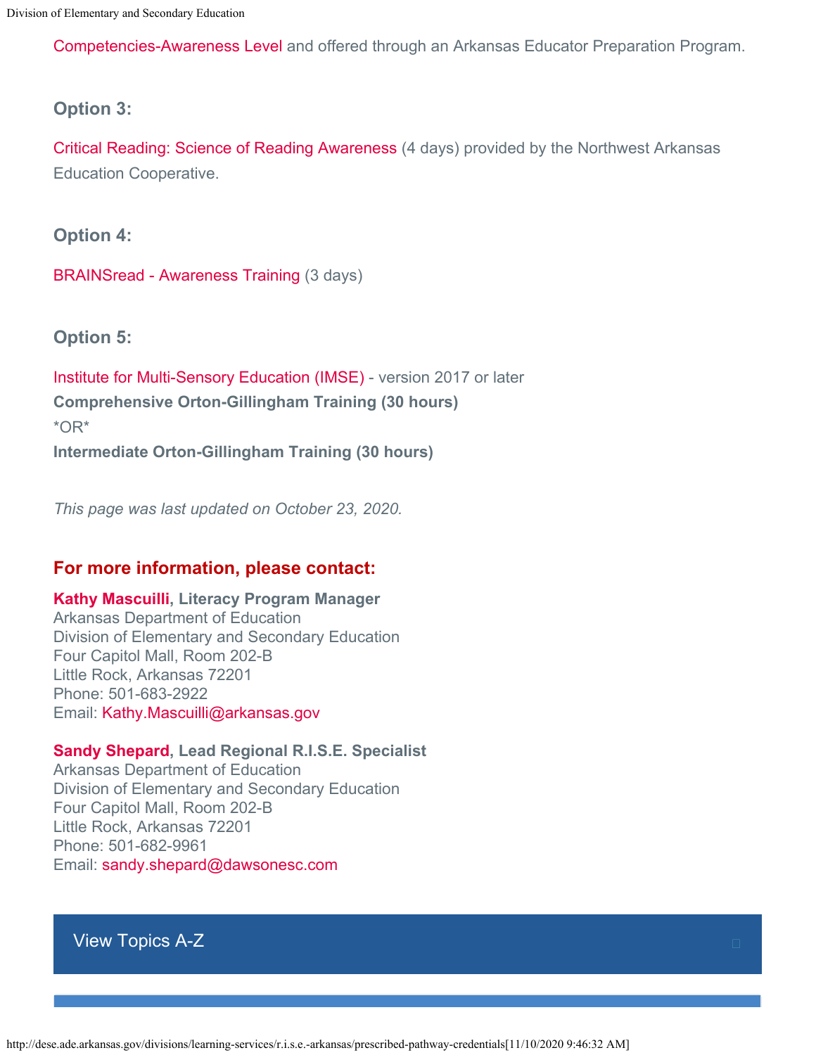Competencies-Awareness Level and offered through an Arkansas Educator Preparation Program.

### Option 3:

Critical Reading: Science of Reading Awareness (4 days) provided by the Northwest Arkansas Education Cooperative.

### Option 4:

BRAINSread - Awareness Training (3 days)

### Option 5:

Institute for Multi-Sensory Education (IMSE) - version 2017 or later
**Comprehensive Orton-Gillingham Training (30 hours)**
*OR*
**Intermediate Orton-Gillingham Training (30 hours)**

*This page was last updated on October 23, 2020.*

## For more information, please contact:

**Kathy Mascuilli, Literacy Program Manager**
Arkansas Department of Education
Division of Elementary and Secondary Education
Four Capitol Mall, Room 202-B
Little Rock, Arkansas 72201
Phone: 501-683-2922
Email: Kathy.Mascuilli@arkansas.gov

**Sandy Shepard, Lead Regional R.I.S.E. Specialist**
Arkansas Department of Education
Division of Elementary and Secondary Education
Four Capitol Mall, Room 202-B
Little Rock, Arkansas 72201
Phone: 501-682-9961
Email: sandy.shepard@dawsonesc.com

View Topics A-Z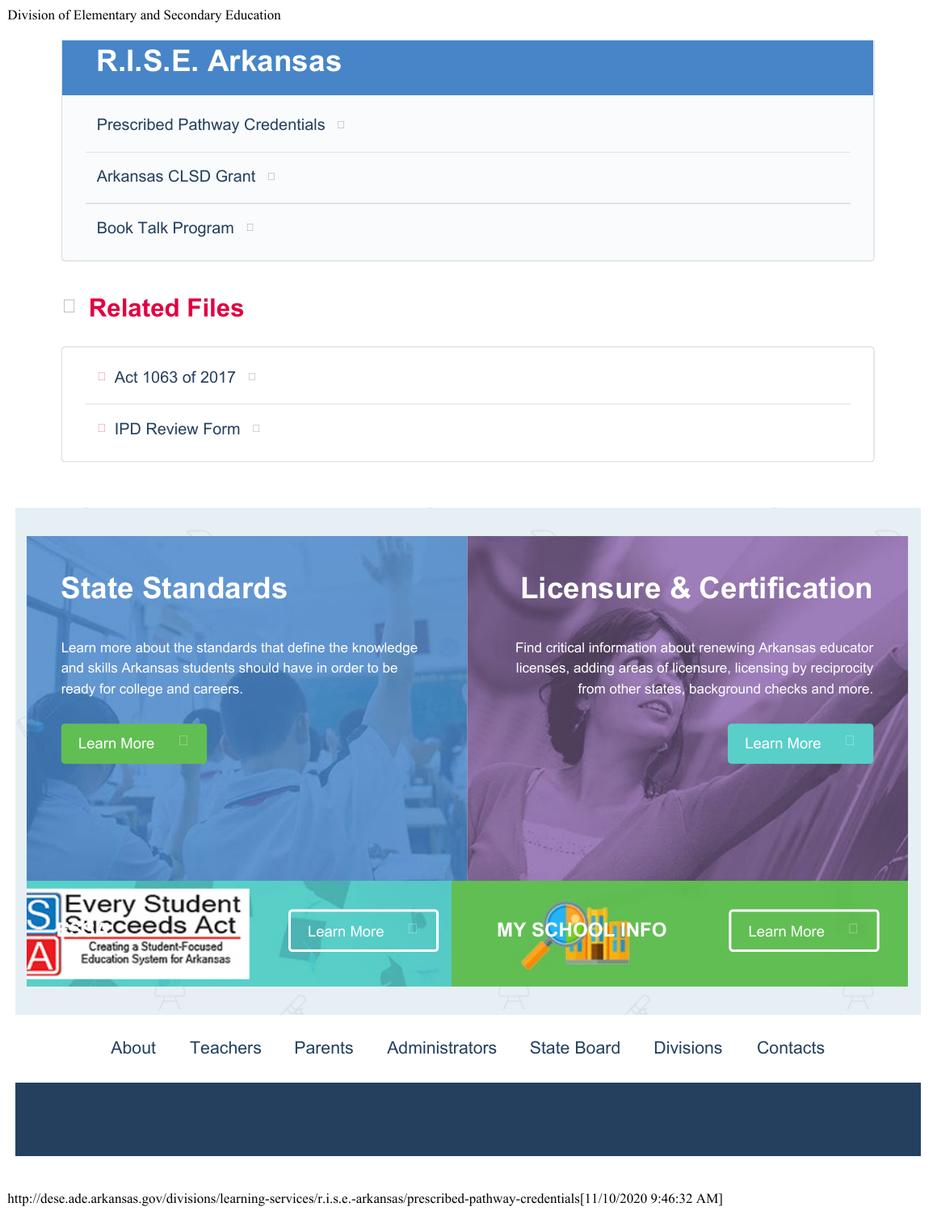## R.I.S.E. Arkansas

- Prescribed Pathway Credentials
- Arkansas CLSD Grant
- Book Talk Program

## Related Files

- Act 1063 of 2017
- IPD Review Form

## State Standards

Learn more about the standards that define the knowledge and skills Arkansas students should have in order to be ready for college and careers.

Learn More

## Licensure & Certification

Find critical information about renewing Arkansas educator licenses, adding areas of licensure, licensing by reciprocity from other states, background checks and more.

Learn More

Every Student Succeeds Act
Creating a Student-Focused Education System for Arkansas

Learn More

MY SCHOOL INFO

Learn More

About | Teachers | Parents | Administrators | State Board | Divisions | Contacts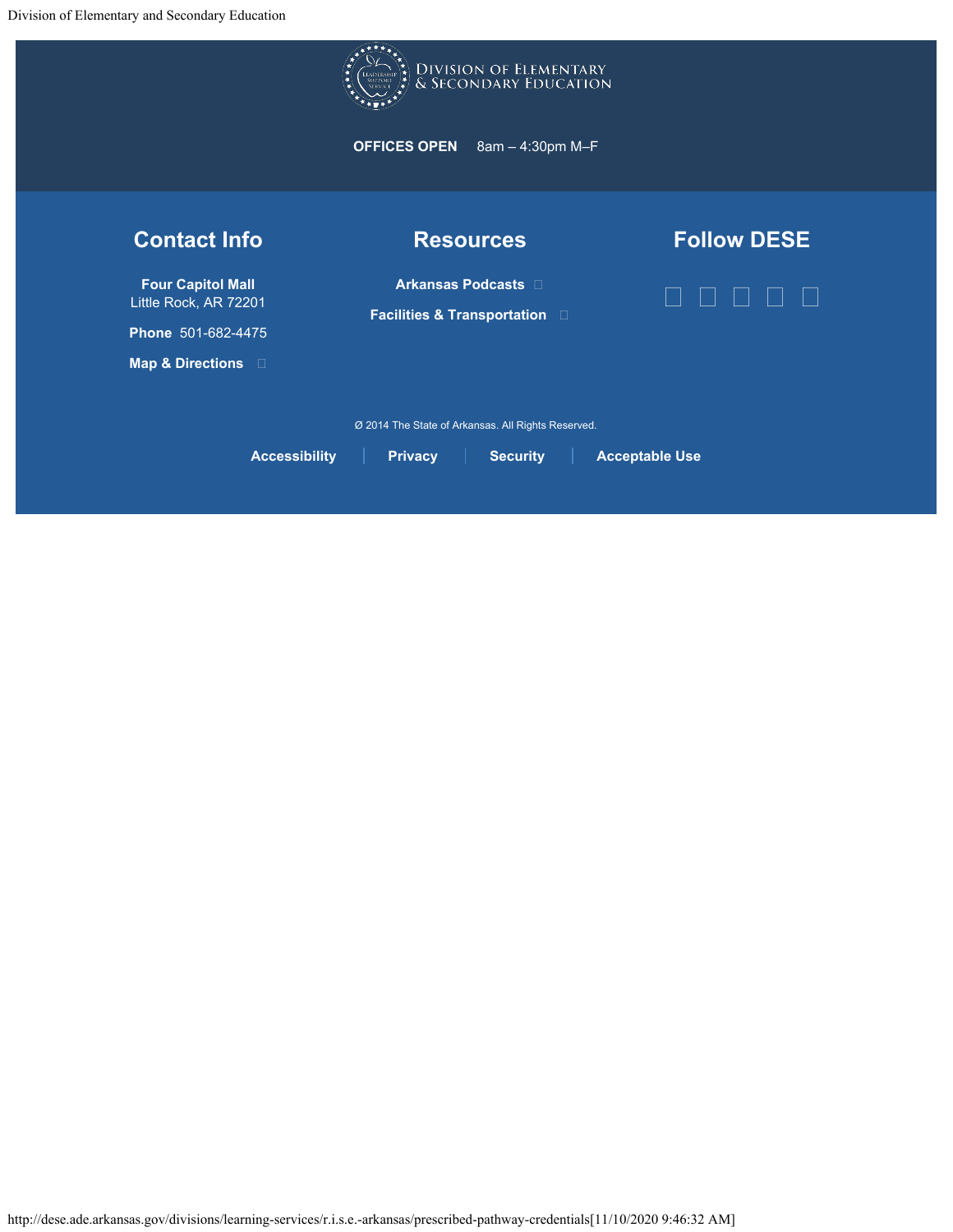DIVISION OF ELEMENTARY & SECONDARY EDUCATION

**OFFICES OPEN** 8am – 4:30pm M–F

## Contact Info

**Four Capitol Mall**
Little Rock, AR 72201

**Phone** 501-682-4475

**Map & Directions**

## Resources

**Arkansas Podcasts**

**Facilities & Transportation**

## Follow DESE

Ø 2014 The State of Arkansas. All Rights Reserved.

**Accessibility** | **Privacy** | **Security** | **Acceptable Use**